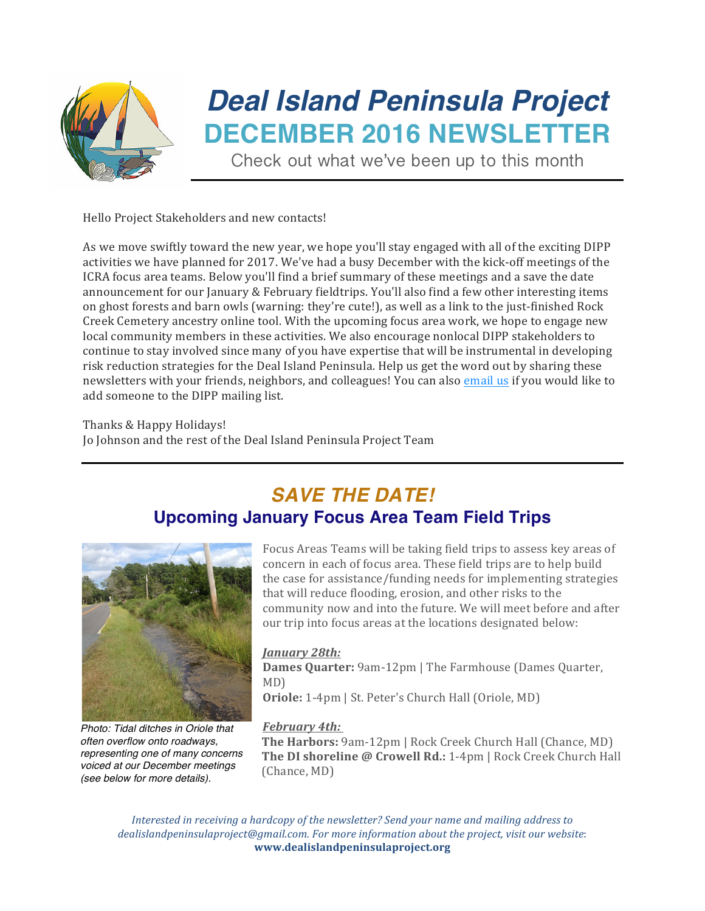# Deal Island Peninsula Project

## DECEMBER 2016 NEWSLETTER

Check out what we've been up to this month

Hello Project Stakeholders and new contacts!

As we move swiftly toward the new year, we hope you'll stay engaged with all of the exciting DIPP activities we have planned for 2017. We've had a busy December with the kick-off meetings of the ICRA focus area teams. Below you'll find a brief summary of these meetings and a save the date announcement for our January & February fieldtrips. You'll also find a few other interesting items on ghost forests and barn owls (warning: they're cute!), as well as a link to the just-finished Rock Creek Cemetery ancestry online tool. With the upcoming focus area work, we hope to engage new local community members in these activities. We also encourage nonlocal DIPP stakeholders to continue to stay involved since many of you have expertise that will be instrumental in developing risk reduction strategies for the Deal Island Peninsula. Help us get the word out by sharing these newsletters with your friends, neighbors, and colleagues! You can also email us if you would like to add someone to the DIPP mailing list.

Thanks & Happy Holidays!
Jo Johnson and the rest of the Deal Island Peninsula Project Team

---

## *SAVE THE DATE!*

### Upcoming January Focus Area Team Field Trips

*Photo: Tidal ditches in Oriole that often overflow onto roadways, representing one of many concerns voiced at our December meetings (see below for more details).*

Focus Areas Teams will be taking field trips to assess key areas of concern in each of focus area. These field trips are to help build the case for assistance/funding needs for implementing strategies that will reduce flooding, erosion, and other risks to the community now and into the future. We will meet before and after our trip into focus areas at the locations designated below:

***January 28th:***
**Dames Quarter:** 9am-12pm | The Farmhouse (Dames Quarter, MD)
**Oriole:** 1-4pm | St. Peter's Church Hall (Oriole, MD)

***February 4th:***
**The Harbors:** 9am-12pm | Rock Creek Church Hall (Chance, MD)
**The DI shoreline @ Crowell Rd.:** 1-4pm | Rock Creek Church Hall (Chance, MD)

*Interested in receiving a hardcopy of the newsletter? Send your name and mailing address to dealislandpeninsulaproject@gmail.com. For more information about the project, visit our website:*
**www.dealislandpeninsulaproject.org**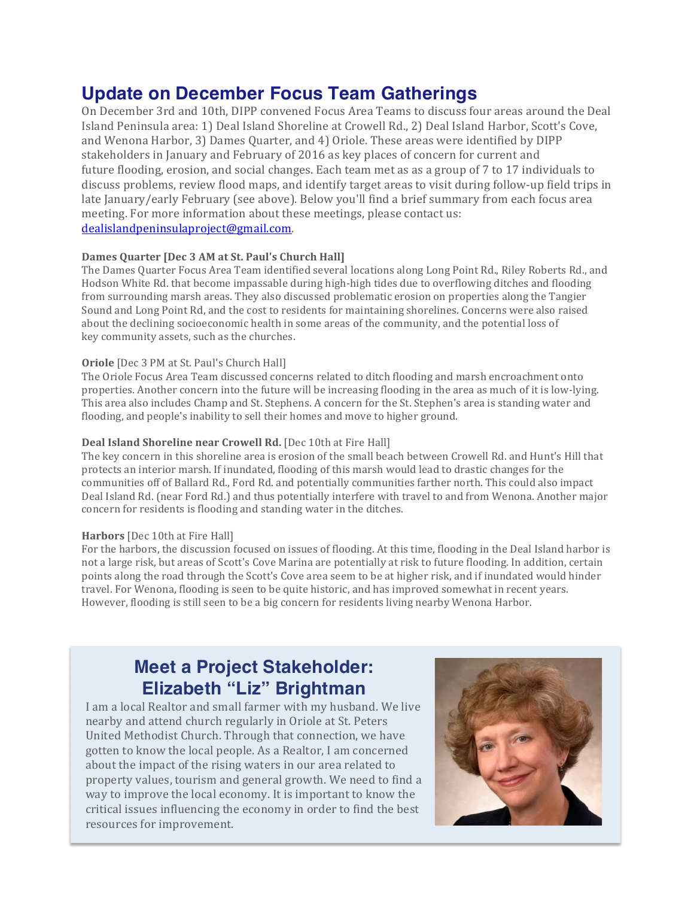## Update on December Focus Team Gatherings

On December 3rd and 10th, DIPP convened Focus Area Teams to discuss four areas around the Deal Island Peninsula area: 1) Deal Island Shoreline at Crowell Rd., 2) Deal Island Harbor, Scott's Cove, and Wenona Harbor, 3) Dames Quarter, and 4) Oriole. These areas were identified by DIPP stakeholders in January and February of 2016 as key places of concern for current and future flooding, erosion, and social changes. Each team met as as a group of 7 to 17 individuals to discuss problems, review flood maps, and identify target areas to visit during follow-up field trips in late January/early February (see above). Below you'll find a brief summary from each focus area meeting. For more information about these meetings, please contact us: [dealislandpeninsulaproject@gmail.com](mailto:dealislandpeninsulaproject@gmail.com).

**Dames Quarter [Dec 3 AM at St. Paul's Church Hall]**

The Dames Quarter Focus Area Team identified several locations along Long Point Rd., Riley Roberts Rd., and Hodson White Rd. that become impassable during high-high tides due to overflowing ditches and flooding from surrounding marsh areas. They also discussed problematic erosion on properties along the Tangier Sound and Long Point Rd, and the cost to residents for maintaining shorelines. Concerns were also raised about the declining socioeconomic health in some areas of the community, and the potential loss of key community assets, such as the churches.

**Oriole** [Dec 3 PM at St. Paul's Church Hall]

The Oriole Focus Area Team discussed concerns related to ditch flooding and marsh encroachment onto properties. Another concern into the future will be increasing flooding in the area as much of it is low-lying. This area also includes Champ and St. Stephens. A concern for the St. Stephen's area is standing water and flooding, and people's inability to sell their homes and move to higher ground.

**Deal Island Shoreline near Crowell Rd.** [Dec 10th at Fire Hall]

The key concern in this shoreline area is erosion of the small beach between Crowell Rd. and Hunt's Hill that protects an interior marsh. If inundated, flooding of this marsh would lead to drastic changes for the communities off of Ballard Rd., Ford Rd. and potentially communities farther north. This could also impact Deal Island Rd. (near Ford Rd.) and thus potentially interfere with travel to and from Wenona. Another major concern for residents is flooding and standing water in the ditches.

**Harbors** [Dec 10th at Fire Hall]

For the harbors, the discussion focused on issues of flooding. At this time, flooding in the Deal Island harbor is not a large risk, but areas of Scott's Cove Marina are potentially at risk to future flooding. In addition, certain points along the road through the Scott's Cove area seem to be at higher risk, and if inundated would hinder travel. For Wenona, flooding is seen to be quite historic, and has improved somewhat in recent years. However, flooding is still seen to be a big concern for residents living nearby Wenona Harbor.

## Meet a Project Stakeholder: Elizabeth "Liz" Brightman

I am a local Realtor and small farmer with my husband. We live nearby and attend church regularly in Oriole at St. Peters United Methodist Church. Through that connection, we have gotten to know the local people. As a Realtor, I am concerned about the impact of the rising waters in our area related to property values, tourism and general growth. We need to find a way to improve the local economy. It is important to know the critical issues influencing the economy in order to find the best resources for improvement.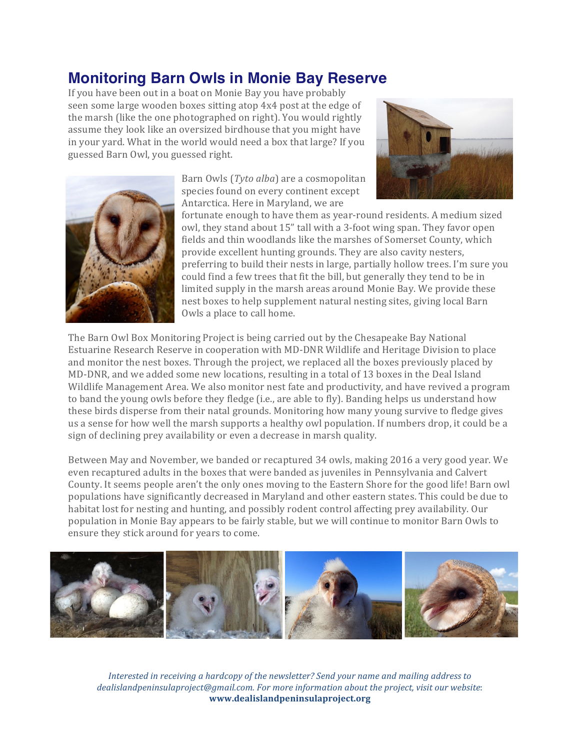## Monitoring Barn Owls in Monie Bay Reserve

If you have been out in a boat on Monie Bay you have probably seen some large wooden boxes sitting atop 4x4 post at the edge of the marsh (like the one photographed on right). You would rightly assume they look like an oversized birdhouse that you might have in your yard. What in the world would need a box that large? If you guessed Barn Owl, you guessed right.

Barn Owls (*Tyto alba*) are a cosmopolitan species found on every continent except Antarctica. Here in Maryland, we are fortunate enough to have them as year-round residents. A medium sized owl, they stand about 15" tall with a 3-foot wing span. They favor open fields and thin woodlands like the marshes of Somerset County, which provide excellent hunting grounds. They are also cavity nesters, preferring to build their nests in large, partially hollow trees. I'm sure you could find a few trees that fit the bill, but generally they tend to be in limited supply in the marsh areas around Monie Bay. We provide these nest boxes to help supplement natural nesting sites, giving local Barn Owls a place to call home.

The Barn Owl Box Monitoring Project is being carried out by the Chesapeake Bay National Estuarine Research Reserve in cooperation with MD-DNR Wildlife and Heritage Division to place and monitor the nest boxes. Through the project, we replaced all the boxes previously placed by MD-DNR, and we added some new locations, resulting in a total of 13 boxes in the Deal Island Wildlife Management Area. We also monitor nest fate and productivity, and have revived a program to band the young owls before they fledge (i.e., are able to fly). Banding helps us understand how these birds disperse from their natal grounds. Monitoring how many young survive to fledge gives us a sense for how well the marsh supports a healthy owl population. If numbers drop, it could be a sign of declining prey availability or even a decrease in marsh quality.

Between May and November, we banded or recaptured 34 owls, making 2016 a very good year. We even recaptured adults in the boxes that were banded as juveniles in Pennsylvania and Calvert County. It seems people aren't the only ones moving to the Eastern Shore for the good life! Barn owl populations have significantly decreased in Maryland and other eastern states. This could be due to habitat lost for nesting and hunting, and possibly rodent control affecting prey availability. Our population in Monie Bay appears to be fairly stable, but we will continue to monitor Barn Owls to ensure they stick around for years to come.

*Interested in receiving a hardcopy of the newsletter? Send your name and mailing address to dealislandpeninsulaproject@gmail.com. For more information about the project, visit our website*: **www.dealislandpeninsulaproject.org**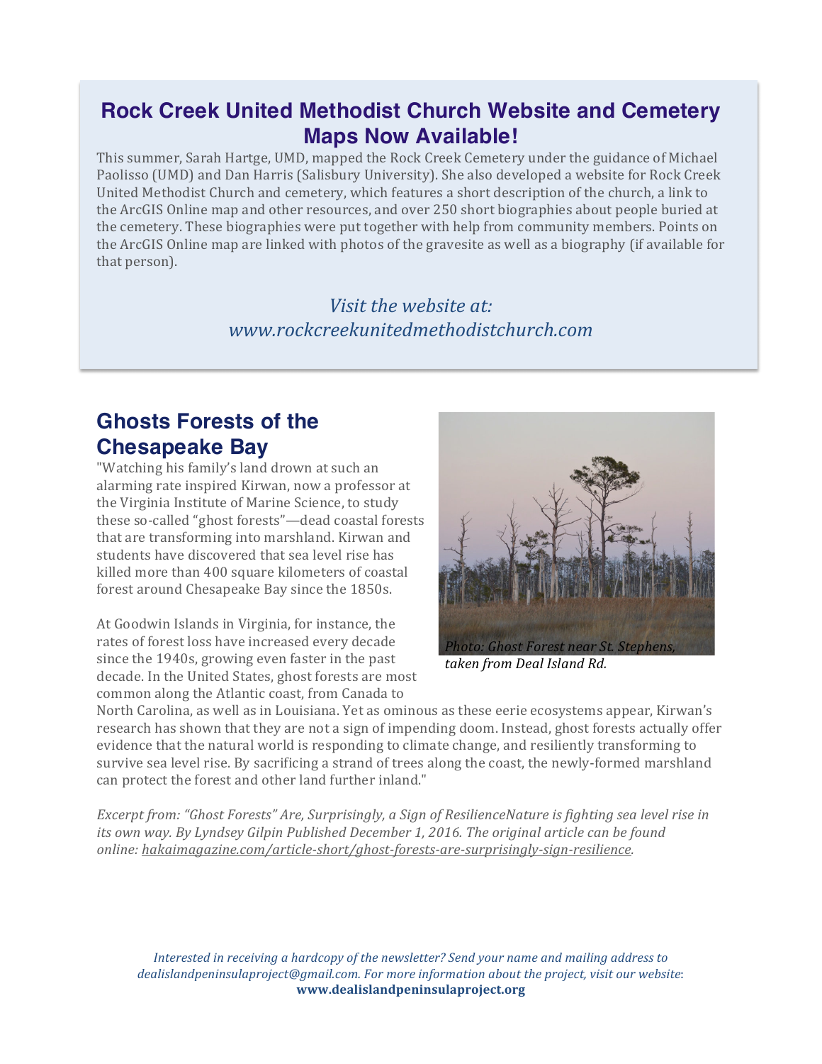## Rock Creek United Methodist Church Website and Cemetery Maps Now Available!

This summer, Sarah Hartge, UMD, mapped the Rock Creek Cemetery under the guidance of Michael Paolisso (UMD) and Dan Harris (Salisbury University). She also developed a website for Rock Creek United Methodist Church and cemetery, which features a short description of the church, a link to the ArcGIS Online map and other resources, and over 250 short biographies about people buried at the cemetery. These biographies were put together with help from community members. Points on the ArcGIS Online map are linked with photos of the gravesite as well as a biography (if available for that person).

*Visit the website at:*
*www.rockcreekunitedmethodistchurch.com*

## Ghosts Forests of the Chesapeake Bay

"Watching his family's land drown at such an alarming rate inspired Kirwan, now a professor at the Virginia Institute of Marine Science, to study these so-called "ghost forests"—dead coastal forests that are transforming into marshland. Kirwan and students have discovered that sea level rise has killed more than 400 square kilometers of coastal forest around Chesapeake Bay since the 1850s.

*Photo: Ghost Forest near St. Stephens, taken from Deal Island Rd.*

At Goodwin Islands in Virginia, for instance, the rates of forest loss have increased every decade since the 1940s, growing even faster in the past decade. In the United States, ghost forests are most common along the Atlantic coast, from Canada to North Carolina, as well as in Louisiana. Yet as ominous as these eerie ecosystems appear, Kirwan's research has shown that they are not a sign of impending doom. Instead, ghost forests actually offer evidence that the natural world is responding to climate change, and resiliently transforming to survive sea level rise. By sacrificing a strand of trees along the coast, the newly-formed marshland can protect the forest and other land further inland."

*Excerpt from: "Ghost Forests" Are, Surprisingly, a Sign of ResilienceNature is fighting sea level rise in its own way. By Lyndsey Gilpin Published December 1, 2016. The original article can be found online: hakaimagazine.com/article-short/ghost-forests-are-surprisingly-sign-resilience.*

*Interested in receiving a hardcopy of the newsletter? Send your name and mailing address to dealislandpeninsulaproject@gmail.com. For more information about the project, visit our website*:
**www.dealislandpeninsulaproject.org**